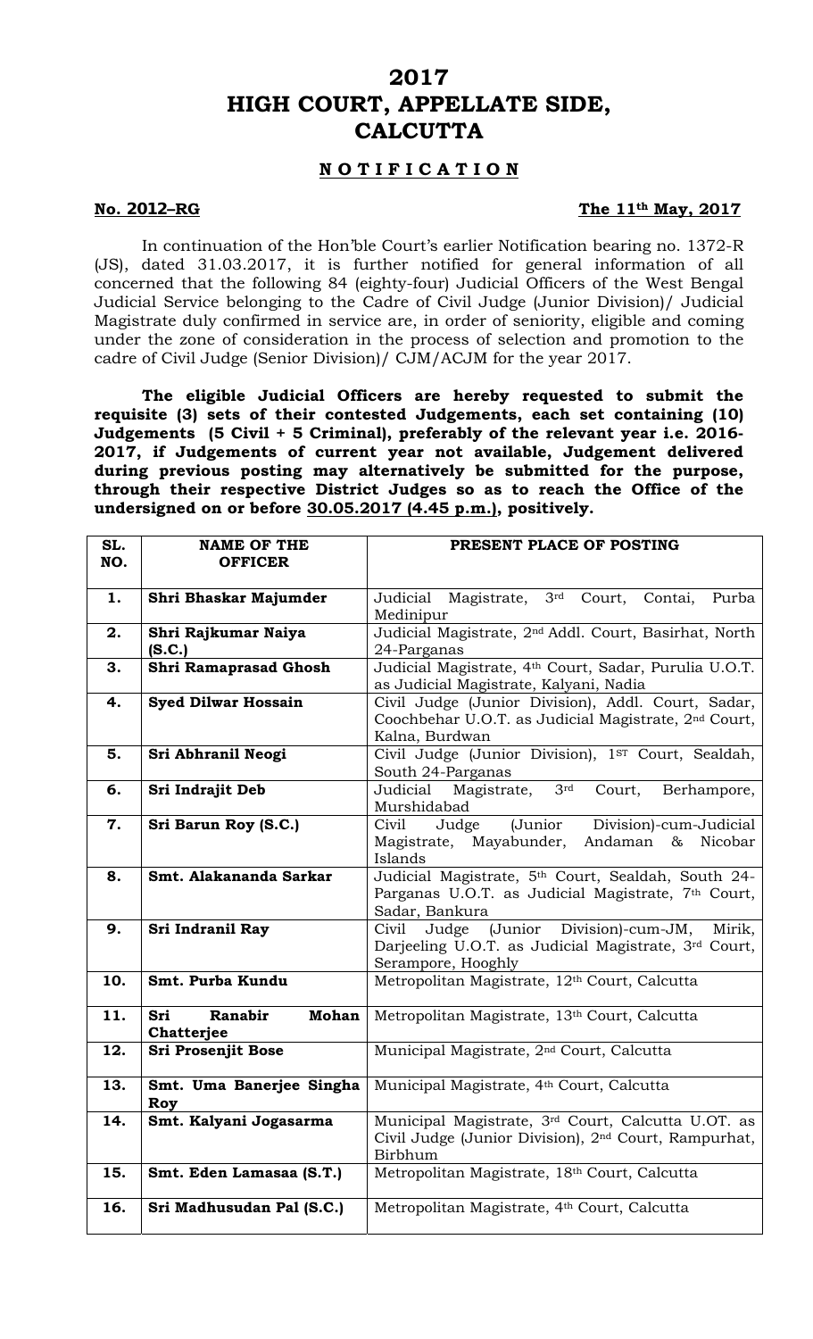# 2017
# HIGH COURT, APPELLATE SIDE, CALCUTTA

## NOTIFICATION

**No. 2012–RG** **The 11th May, 2017**

In continuation of the Hon'ble Court's earlier Notification bearing no. 1372-R (JS), dated 31.03.2017, it is further notified for general information of all concerned that the following 84 (eighty-four) Judicial Officers of the West Bengal Judicial Service belonging to the Cadre of Civil Judge (Junior Division)/ Judicial Magistrate duly confirmed in service are, in order of seniority, eligible and coming under the zone of consideration in the process of selection and promotion to the cadre of Civil Judge (Senior Division)/ CJM/ACJM for the year 2017.

**The eligible Judicial Officers are hereby requested to submit the requisite (3) sets of their contested Judgements, each set containing (10) Judgements (5 Civil + 5 Criminal), preferably of the relevant year i.e. 2016-2017, if Judgements of current year not available, Judgement delivered during previous posting may alternatively be submitted for the purpose, through their respective District Judges so as to reach the Office of the undersigned on or before <u>30.05.2017 (4.45 p.m.)</u>, positively.**

| SL. NO. | NAME OF THE OFFICER | PRESENT PLACE OF POSTING |
|---|---|---|
| 1. | Shri Bhaskar Majumder | Judicial Magistrate, 3rd Court, Contai, Purba Medinipur |
| 2. | Shri Rajkumar Naiya (S.C.) | Judicial Magistrate, 2nd Addl. Court, Basirhat, North 24-Parganas |
| 3. | Shri Ramaprasad Ghosh | Judicial Magistrate, 4th Court, Sadar, Purulia U.O.T. as Judicial Magistrate, Kalyani, Nadia |
| 4. | Syed Dilwar Hossain | Civil Judge (Junior Division), Addl. Court, Sadar, Coochbehar U.O.T. as Judicial Magistrate, 2nd Court, Kalna, Burdwan |
| 5. | Sri Abhranil Neogi | Civil Judge (Junior Division), 1ST Court, Sealdah, South 24-Parganas |
| 6. | Sri Indrajit Deb | Judicial Magistrate, 3rd Court, Berhampore, Murshidabad |
| 7. | Sri Barun Roy (S.C.) | Civil Judge (Junior Division)-cum-Judicial Magistrate, Mayabunder, Andaman & Nicobar Islands |
| 8. | Smt. Alakananda Sarkar | Judicial Magistrate, 5th Court, Sealdah, South 24-Parganas U.O.T. as Judicial Magistrate, 7th Court, Sadar, Bankura |
| 9. | Sri Indranil Ray | Civil Judge (Junior Division)-cum-JM, Mirik, Darjeeling U.O.T. as Judicial Magistrate, 3rd Court, Serampore, Hooghly |
| 10. | Smt. Purba Kundu | Metropolitan Magistrate, 12th Court, Calcutta |
| 11. | Sri Ranabir Mohan Chatterjee | Metropolitan Magistrate, 13th Court, Calcutta |
| 12. | Sri Prosenjit Bose | Municipal Magistrate, 2nd Court, Calcutta |
| 13. | Smt. Uma Banerjee Singha Roy | Municipal Magistrate, 4th Court, Calcutta |
| 14. | Smt. Kalyani Jogasarma | Municipal Magistrate, 3rd Court, Calcutta U.OT. as Civil Judge (Junior Division), 2nd Court, Rampurhat, Birbhum |
| 15. | Smt. Eden Lamasaa (S.T.) | Metropolitan Magistrate, 18th Court, Calcutta |
| 16. | Sri Madhusudan Pal (S.C.) | Metropolitan Magistrate, 4th Court, Calcutta |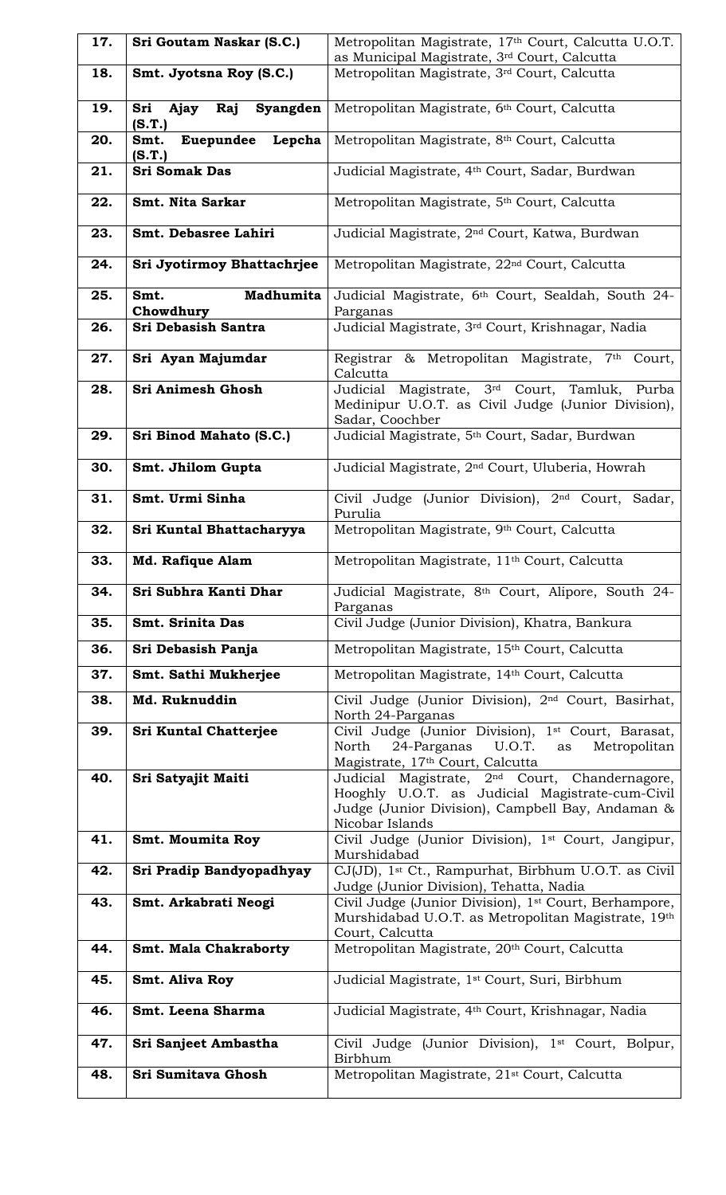| 17. | **Sri Goutam Naskar (S.C.)** | Metropolitan Magistrate, 17th Court, Calcutta U.O.T. as Municipal Magistrate, 3rd Court, Calcutta |
|---|---|---|
| 18. | **Smt. Jyotsna Roy (S.C.)** | Metropolitan Magistrate, 3rd Court, Calcutta |
| 19. | **Sri Ajay Raj Syangden (S.T.)** | Metropolitan Magistrate, 6th Court, Calcutta |
| 20. | **Smt. Euepundee Lepcha (S.T.)** | Metropolitan Magistrate, 8th Court, Calcutta |
| 21. | **Sri Somak Das** | Judicial Magistrate, 4th Court, Sadar, Burdwan |
| 22. | **Smt. Nita Sarkar** | Metropolitan Magistrate, 5th Court, Calcutta |
| 23. | **Smt. Debasree Lahiri** | Judicial Magistrate, 2nd Court, Katwa, Burdwan |
| 24. | **Sri Jyotirmoy Bhattachrjee** | Metropolitan Magistrate, 22nd Court, Calcutta |
| 25. | **Smt. Madhumita Chowdhury** | Judicial Magistrate, 6th Court, Sealdah, South 24-Parganas |
| 26. | **Sri Debasish Santra** | Judicial Magistrate, 3rd Court, Krishnagar, Nadia |
| 27. | **Sri Ayan Majumdar** | Registrar & Metropolitan Magistrate, 7th Court, Calcutta |
| 28. | **Sri Animesh Ghosh** | Judicial Magistrate, 3rd Court, Tamluk, Purba Medinipur U.O.T. as Civil Judge (Junior Division), Sadar, Coochber |
| 29. | **Sri Binod Mahato (S.C.)** | Judicial Magistrate, 5th Court, Sadar, Burdwan |
| 30. | **Smt. Jhilom Gupta** | Judicial Magistrate, 2nd Court, Uluberia, Howrah |
| 31. | **Smt. Urmi Sinha** | Civil Judge (Junior Division), 2nd Court, Sadar, Purulia |
| 32. | **Sri Kuntal Bhattacharyya** | Metropolitan Magistrate, 9th Court, Calcutta |
| 33. | **Md. Rafique Alam** | Metropolitan Magistrate, 11th Court, Calcutta |
| 34. | **Sri Subhra Kanti Dhar** | Judicial Magistrate, 8th Court, Alipore, South 24-Parganas |
| 35. | **Smt. Srinita Das** | Civil Judge (Junior Division), Khatra, Bankura |
| 36. | **Sri Debasish Panja** | Metropolitan Magistrate, 15th Court, Calcutta |
| 37. | **Smt. Sathi Mukherjee** | Metropolitan Magistrate, 14th Court, Calcutta |
| 38. | **Md. Ruknuddin** | Civil Judge (Junior Division), 2nd Court, Basirhat, North 24-Parganas |
| 39. | **Sri Kuntal Chatterjee** | Civil Judge (Junior Division), 1st Court, Barasat, North 24-Parganas U.O.T. as Metropolitan Magistrate, 17th Court, Calcutta |
| 40. | **Sri Satyajit Maiti** | Judicial Magistrate, 2nd Court, Chandernagore, Hooghly U.O.T. as Judicial Magistrate-cum-Civil Judge (Junior Division), Campbell Bay, Andaman & Nicobar Islands |
| 41. | **Smt. Moumita Roy** | Civil Judge (Junior Division), 1st Court, Jangipur, Murshidabad |
| 42. | **Sri Pradip Bandyopadhyay** | CJ(JD), 1st Ct., Rampurhat, Birbhum U.O.T. as Civil Judge (Junior Division), Tehatta, Nadia |
| 43. | **Smt. Arkabrati Neogi** | Civil Judge (Junior Division), 1st Court, Berhampore, Murshidabad U.O.T. as Metropolitan Magistrate, 19th Court, Calcutta |
| 44. | **Smt. Mala Chakraborty** | Metropolitan Magistrate, 20th Court, Calcutta |
| 45. | **Smt. Aliva Roy** | Judicial Magistrate, 1st Court, Suri, Birbhum |
| 46. | **Smt. Leena Sharma** | Judicial Magistrate, 4th Court, Krishnagar, Nadia |
| 47. | **Sri Sanjeet Ambastha** | Civil Judge (Junior Division), 1st Court, Bolpur, Birbhum |
| 48. | **Sri Sumitava Ghosh** | Metropolitan Magistrate, 21st Court, Calcutta |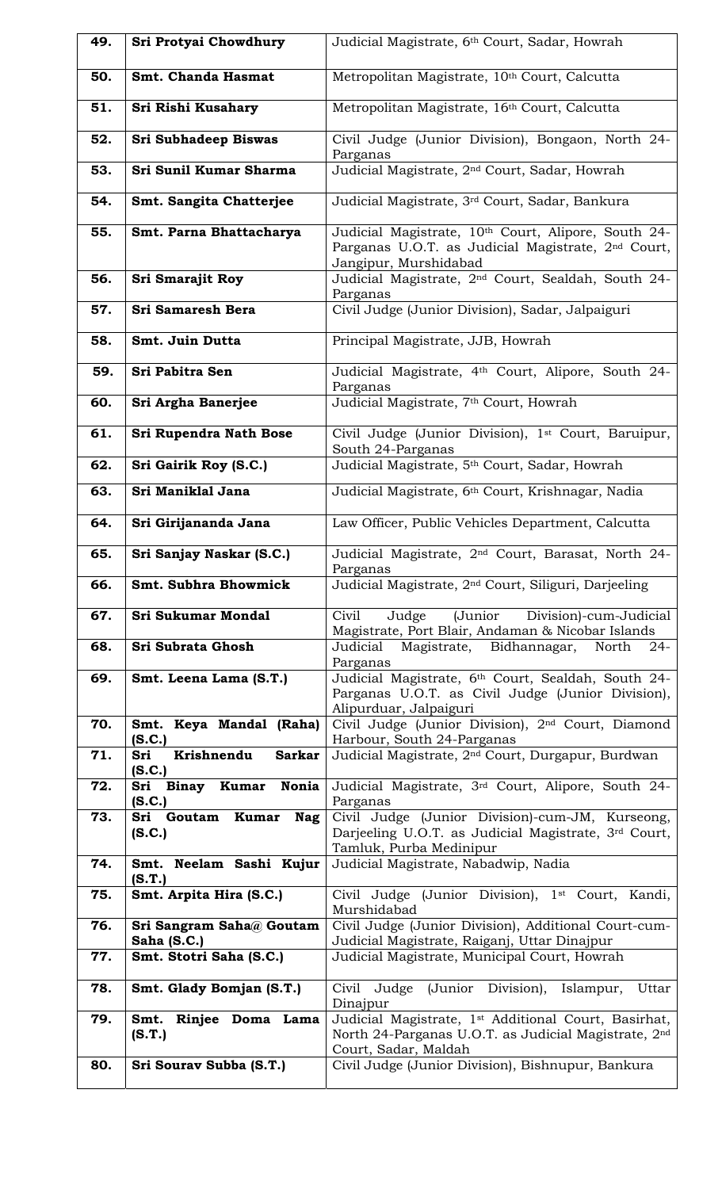| | | |
|---|---|---|
| **49.** | **Sri Protyai Chowdhury** | Judicial Magistrate, 6th Court, Sadar, Howrah |
| **50.** | **Smt. Chanda Hasmat** | Metropolitan Magistrate, 10th Court, Calcutta |
| **51.** | **Sri Rishi Kusahary** | Metropolitan Magistrate, 16th Court, Calcutta |
| **52.** | **Sri Subhadeep Biswas** | Civil Judge (Junior Division), Bongaon, North 24-Parganas |
| **53.** | **Sri Sunil Kumar Sharma** | Judicial Magistrate, 2nd Court, Sadar, Howrah |
| **54.** | **Smt. Sangita Chatterjee** | Judicial Magistrate, 3rd Court, Sadar, Bankura |
| **55.** | **Smt. Parna Bhattacharya** | Judicial Magistrate, 10th Court, Alipore, South 24-Parganas U.O.T. as Judicial Magistrate, 2nd Court, Jangipur, Murshidabad |
| **56.** | **Sri Smarajit Roy** | Judicial Magistrate, 2nd Court, Sealdah, South 24-Parganas |
| **57.** | **Sri Samaresh Bera** | Civil Judge (Junior Division), Sadar, Jalpaiguri |
| **58.** | **Smt. Juin Dutta** | Principal Magistrate, JJB, Howrah |
| **59.** | **Sri Pabitra Sen** | Judicial Magistrate, 4th Court, Alipore, South 24-Parganas |
| **60.** | **Sri Argha Banerjee** | Judicial Magistrate, 7th Court, Howrah |
| **61.** | **Sri Rupendra Nath Bose** | Civil Judge (Junior Division), 1st Court, Baruipur, South 24-Parganas |
| **62.** | **Sri Gairik Roy (S.C.)** | Judicial Magistrate, 5th Court, Sadar, Howrah |
| **63.** | **Sri Maniklal Jana** | Judicial Magistrate, 6th Court, Krishnagar, Nadia |
| **64.** | **Sri Girijananda Jana** | Law Officer, Public Vehicles Department, Calcutta |
| **65.** | **Sri Sanjay Naskar (S.C.)** | Judicial Magistrate, 2nd Court, Barasat, North 24-Parganas |
| **66.** | **Smt. Subhra Bhowmick** | Judicial Magistrate, 2nd Court, Siliguri, Darjeeling |
| **67.** | **Sri Sukumar Mondal** | Civil Judge (Junior Division)-cum-Judicial Magistrate, Port Blair, Andaman & Nicobar Islands |
| **68.** | **Sri Subrata Ghosh** | Judicial Magistrate, Bidhannagar, North 24-Parganas |
| **69.** | **Smt. Leena Lama (S.T.)** | Judicial Magistrate, 6th Court, Sealdah, South 24-Parganas U.O.T. as Civil Judge (Junior Division), Alipurduar, Jalpaiguri |
| **70.** | **Smt. Keya Mandal (Raha) (S.C.)** | Civil Judge (Junior Division), 2nd Court, Diamond Harbour, South 24-Parganas |
| **71.** | **Sri Krishnendu Sarkar (S.C.)** | Judicial Magistrate, 2nd Court, Durgapur, Burdwan |
| **72.** | **Sri Binay Kumar Nonia (S.C.)** | Judicial Magistrate, 3rd Court, Alipore, South 24-Parganas |
| **73.** | **Sri Goutam Kumar Nag (S.C.)** | Civil Judge (Junior Division)-cum-JM, Kurseong, Darjeeling U.O.T. as Judicial Magistrate, 3rd Court, Tamluk, Purba Medinipur |
| **74.** | **Smt. Neelam Sashi Kujur (S.T.)** | Judicial Magistrate, Nabadwip, Nadia |
| **75.** | **Smt. Arpita Hira (S.C.)** | Civil Judge (Junior Division), 1st Court, Kandi, Murshidabad |
| **76.** | **Sri Sangram Saha@ Goutam Saha (S.C.)** | Civil Judge (Junior Division), Additional Court-cum-Judicial Magistrate, Raiganj, Uttar Dinajpur |
| **77.** | **Smt. Stotri Saha (S.C.)** | Judicial Magistrate, Municipal Court, Howrah |
| **78.** | **Smt. Glady Bomjan (S.T.)** | Civil Judge (Junior Division), Islampur, Uttar Dinajpur |
| **79.** | **Smt. Rinjee Doma Lama (S.T.)** | Judicial Magistrate, 1st Additional Court, Basirhat, North 24-Parganas U.O.T. as Judicial Magistrate, 2nd Court, Sadar, Maldah |
| **80.** | **Sri Sourav Subba (S.T.)** | Civil Judge (Junior Division), Bishnupur, Bankura |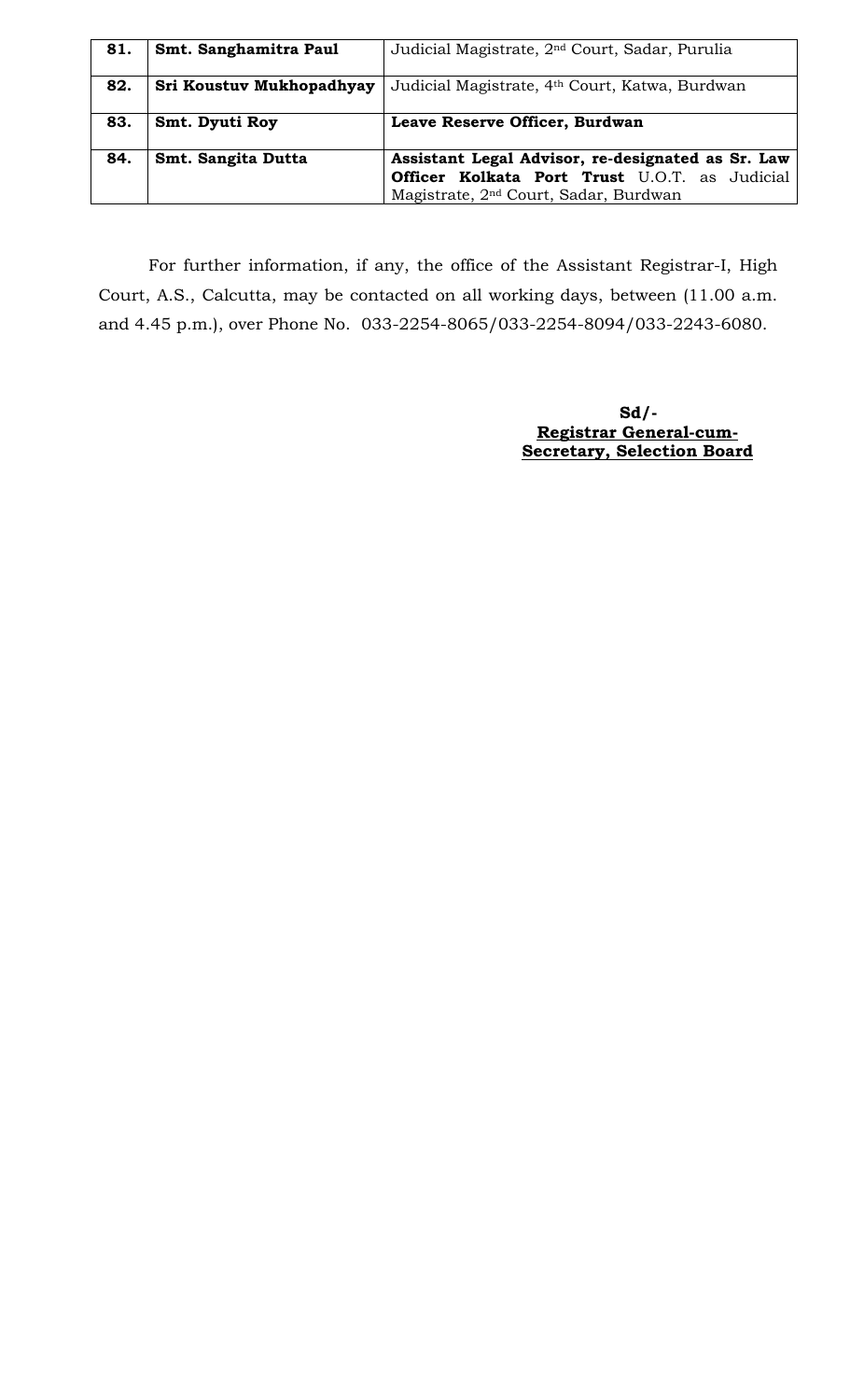| | | |
|---|---|---|
| **81.** | **Smt. Sanghamitra Paul** | Judicial Magistrate, 2nd Court, Sadar, Purulia |
| **82.** | **Sri Koustuv Mukhopadhyay** | Judicial Magistrate, 4th Court, Katwa, Burdwan |
| **83.** | **Smt. Dyuti Roy** | **Leave Reserve Officer, Burdwan** |
| **84.** | **Smt. Sangita Dutta** | **Assistant Legal Advisor, re-designated as Sr. Law Officer Kolkata Port Trust** U.O.T. as Judicial Magistrate, 2nd Court, Sadar, Burdwan |

For further information, if any, the office of the Assistant Registrar-I, High Court, A.S., Calcutta, may be contacted on all working days, between (11.00 a.m. and 4.45 p.m.), over Phone No. 033-2254-8065/033-2254-8094/033-2243-6080.

**Sd/-**
**Registrar General-cum-Secretary, Selection Board**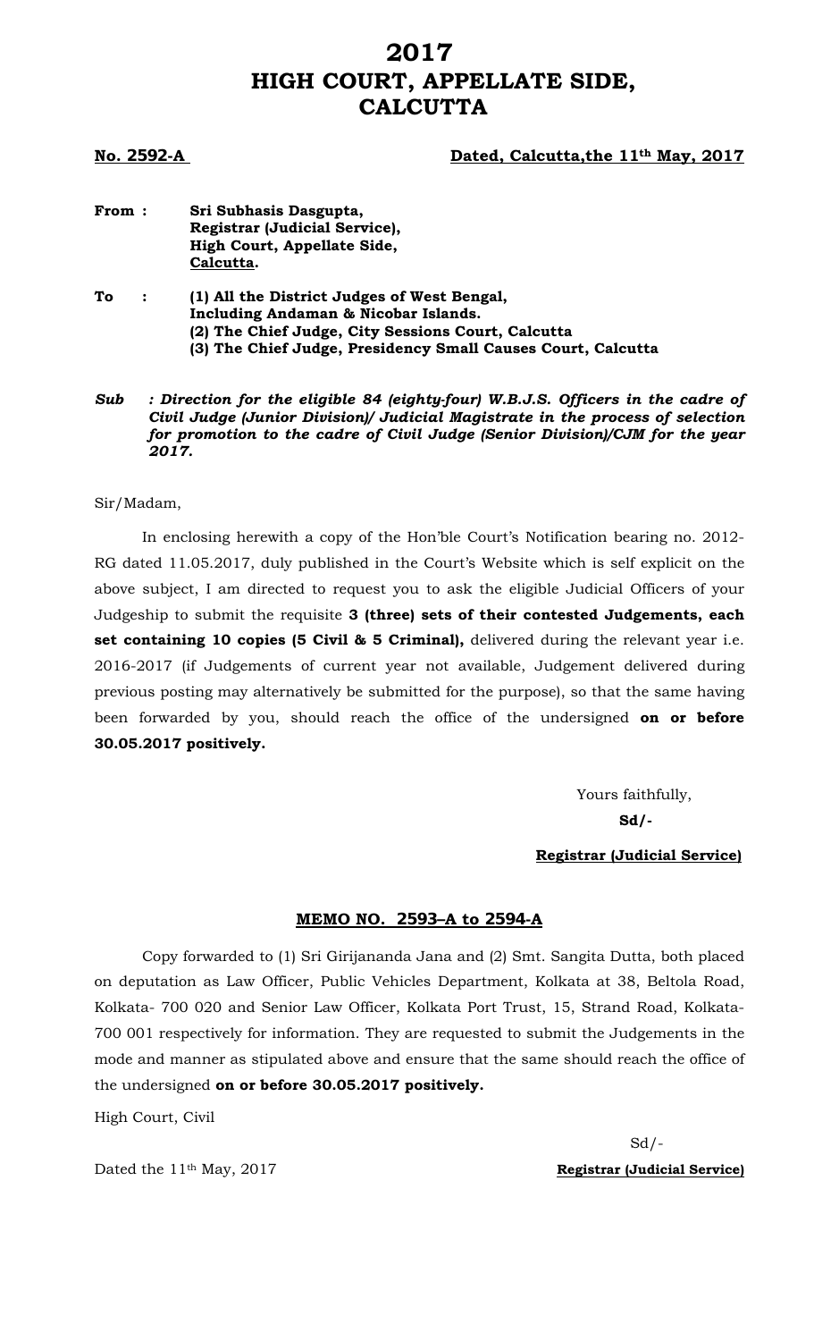# 2017
# HIGH COURT, APPELLATE SIDE, CALCUTTA

**No. 2592-A** **Dated, Calcutta,the 11th May, 2017**

**From : Sri Subhasis Dasgupta,**
**Registrar (Judicial Service),**
**High Court, Appellate Side,**
**Calcutta.**

**To : (1) All the District Judges of West Bengal,**
**Including Andaman & Nicobar Islands.**
**(2) The Chief Judge, City Sessions Court, Calcutta**
**(3) The Chief Judge, Presidency Small Causes Court, Calcutta**

***Sub : Direction for the eligible 84 (eighty-four) W.B.J.S. Officers in the cadre of Civil Judge (Junior Division)/ Judicial Magistrate in the process of selection for promotion to the cadre of Civil Judge (Senior Division)/CJM for the year 2017.***

Sir/Madam,

In enclosing herewith a copy of the Hon'ble Court's Notification bearing no. 2012-RG dated 11.05.2017, duly published in the Court's Website which is self explicit on the above subject, I am directed to request you to ask the eligible Judicial Officers of your Judgeship to submit the requisite **3 (three) sets of their contested Judgements, each set containing 10 copies (5 Civil & 5 Criminal),** delivered during the relevant year i.e. 2016-2017 (if Judgements of current year not available, Judgement delivered during previous posting may alternatively be submitted for the purpose), so that the same having been forwarded by you, should reach the office of the undersigned **on or before 30.05.2017 positively.**

Yours faithfully,

**Sd/-**

**Registrar (Judicial Service)**

## MEMO NO. 2593–A to 2594-A

Copy forwarded to (1) Sri Girijananda Jana and (2) Smt. Sangita Dutta, both placed on deputation as Law Officer, Public Vehicles Department, Kolkata at 38, Beltola Road, Kolkata- 700 020 and Senior Law Officer, Kolkata Port Trust, 15, Strand Road, Kolkata-700 001 respectively for information. They are requested to submit the Judgements in the mode and manner as stipulated above and ensure that the same should reach the office of the undersigned **on or before 30.05.2017 positively.**

High Court, Civil

Sd/-

Dated the 11th May, 2017 **Registrar (Judicial Service)**